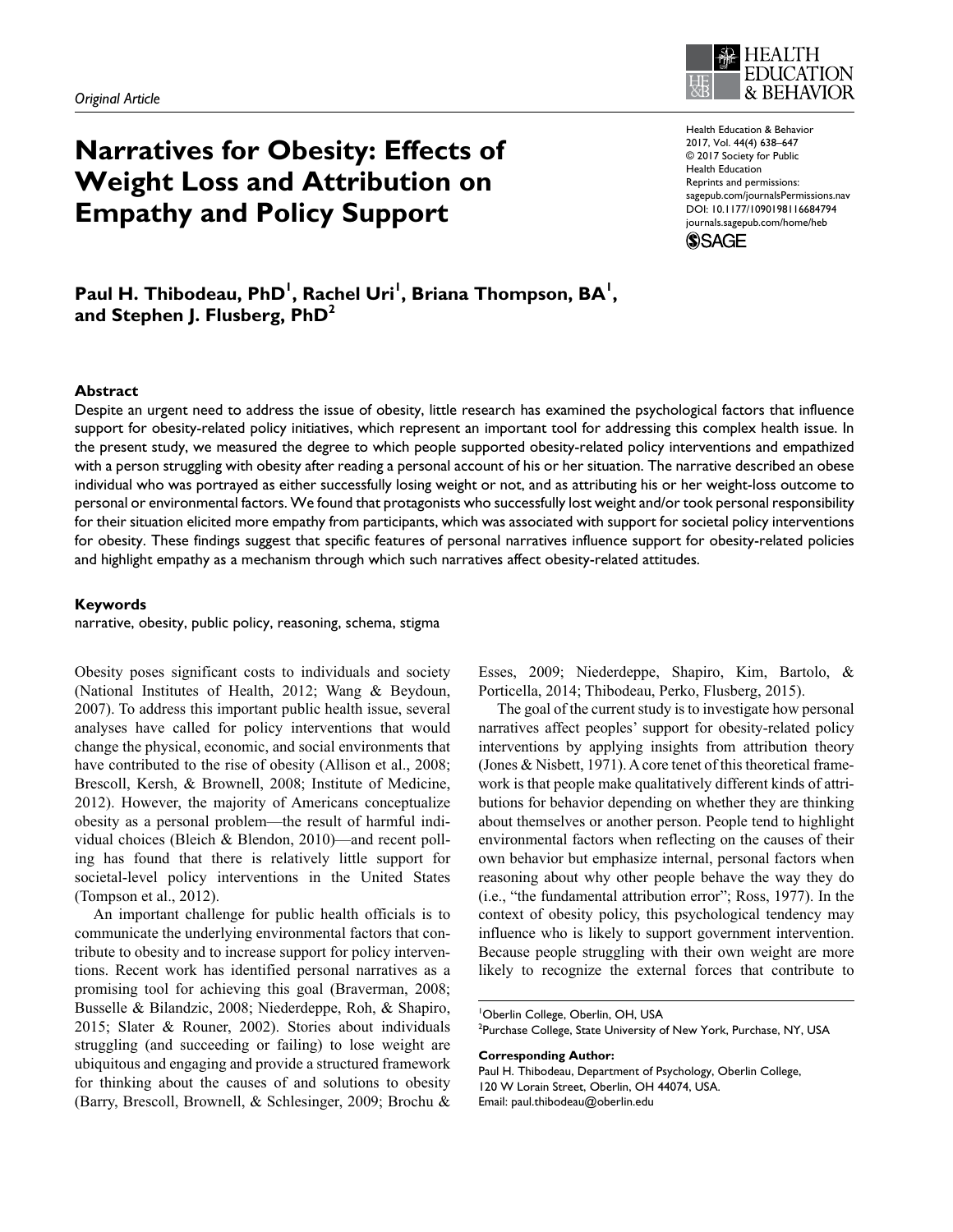*Original Article*

# Narratives for Obesity: Effects of Weight Loss and Attribution on Empathy and Policy Support

Health Education & Behavior
2017, Vol. 44(4) 638–647
© 2017 Society for Public Health Education
Reprints and permissions: sagepub.com/journalsPermissions.nav
DOI: 10.1177/1090198116684794
journals.sagepub.com/home/heb

**Paul H. Thibodeau, PhD[1], Rachel Uri[1], Briana Thompson, BA[1], and Stephen J. Flusberg, PhD[2]**

## Abstract

Despite an urgent need to address the issue of obesity, little research has examined the psychological factors that influence support for obesity-related policy initiatives, which represent an important tool for addressing this complex health issue. In the present study, we measured the degree to which people supported obesity-related policy interventions and empathized with a person struggling with obesity after reading a personal account of his or her situation. The narrative described an obese individual who was portrayed as either successfully losing weight or not, and as attributing his or her weight-loss outcome to personal or environmental factors. We found that protagonists who successfully lost weight and/or took personal responsibility for their situation elicited more empathy from participants, which was associated with support for societal policy interventions for obesity. These findings suggest that specific features of personal narratives influence support for obesity-related policies and highlight empathy as a mechanism through which such narratives affect obesity-related attitudes.

## Keywords

narrative, obesity, public policy, reasoning, schema, stigma

Obesity poses significant costs to individuals and society (National Institutes of Health, 2012; Wang & Beydoun, 2007). To address this important public health issue, several analyses have called for policy interventions that would change the physical, economic, and social environments that have contributed to the rise of obesity (Allison et al., 2008; Brescoll, Kersh, & Brownell, 2008; Institute of Medicine, 2012). However, the majority of Americans conceptualize obesity as a personal problem—the result of harmful individual choices (Bleich & Blendon, 2010)—and recent polling has found that there is relatively little support for societal-level policy interventions in the United States (Tompson et al., 2012).

An important challenge for public health officials is to communicate the underlying environmental factors that contribute to obesity and to increase support for policy interventions. Recent work has identified personal narratives as a promising tool for achieving this goal (Braverman, 2008; Busselle & Bilandzic, 2008; Niederdeppe, Roh, & Shapiro, 2015; Slater & Rouner, 2002). Stories about individuals struggling (and succeeding or failing) to lose weight are ubiquitous and engaging and provide a structured framework for thinking about the causes of and solutions to obesity (Barry, Brescoll, Brownell, & Schlesinger, 2009; Brochu & Esses, 2009; Niederdeppe, Shapiro, Kim, Bartolo, & Porticella, 2014; Thibodeau, Perko, Flusberg, 2015).

The goal of the current study is to investigate how personal narratives affect peoples' support for obesity-related policy interventions by applying insights from attribution theory (Jones & Nisbett, 1971). A core tenet of this theoretical framework is that people make qualitatively different kinds of attributions for behavior depending on whether they are thinking about themselves or another person. People tend to highlight environmental factors when reflecting on the causes of their own behavior but emphasize internal, personal factors when reasoning about why other people behave the way they do (i.e., "the fundamental attribution error"; Ross, 1977). In the context of obesity policy, this psychological tendency may influence who is likely to support government intervention. Because people struggling with their own weight are more likely to recognize the external forces that contribute to

[1]Oberlin College, Oberlin, OH, USA
[2]Purchase College, State University of New York, Purchase, NY, USA

**Corresponding Author:**
Paul H. Thibodeau, Department of Psychology, Oberlin College, 120 W Lorain Street, Oberlin, OH 44074, USA.
Email: paul.thibodeau@oberlin.edu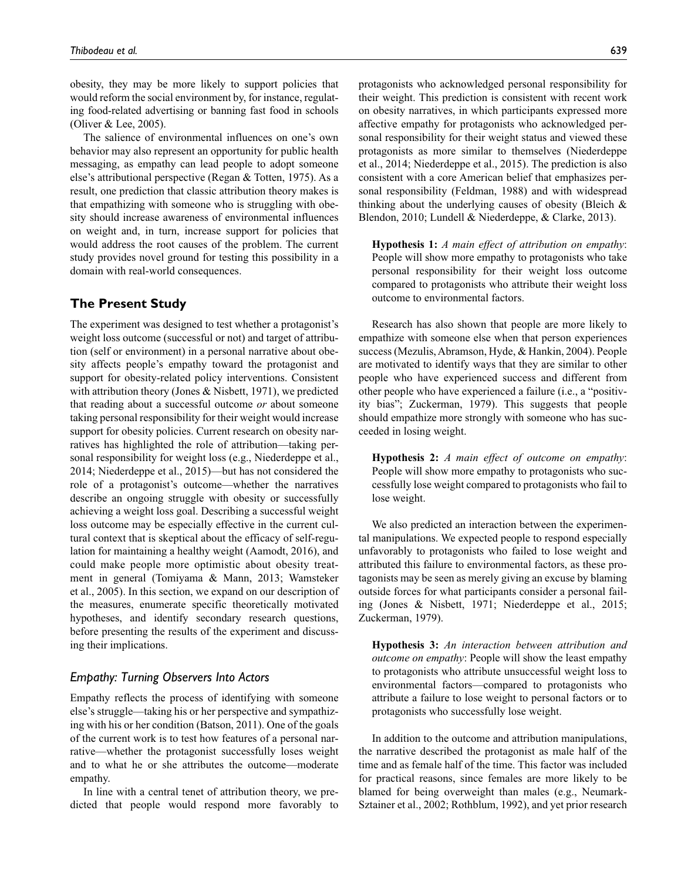obesity, they may be more likely to support policies that would reform the social environment by, for instance, regulating food-related advertising or banning fast food in schools (Oliver & Lee, 2005).

The salience of environmental influences on one's own behavior may also represent an opportunity for public health messaging, as empathy can lead people to adopt someone else's attributional perspective (Regan & Totten, 1975). As a result, one prediction that classic attribution theory makes is that empathizing with someone who is struggling with obesity should increase awareness of environmental influences on weight and, in turn, increase support for policies that would address the root causes of the problem. The current study provides novel ground for testing this possibility in a domain with real-world consequences.

## The Present Study

The experiment was designed to test whether a protagonist's weight loss outcome (successful or not) and target of attribution (self or environment) in a personal narrative about obesity affects people's empathy toward the protagonist and support for obesity-related policy interventions. Consistent with attribution theory (Jones & Nisbett, 1971), we predicted that reading about a successful outcome *or* about someone taking personal responsibility for their weight would increase support for obesity policies. Current research on obesity narratives has highlighted the role of attribution—taking personal responsibility for weight loss (e.g., Niederdeppe et al., 2014; Niederdeppe et al., 2015)—but has not considered the role of a protagonist's outcome—whether the narratives describe an ongoing struggle with obesity or successfully achieving a weight loss goal. Describing a successful weight loss outcome may be especially effective in the current cultural context that is skeptical about the efficacy of self-regulation for maintaining a healthy weight (Aamodt, 2016), and could make people more optimistic about obesity treatment in general (Tomiyama & Mann, 2013; Wamsteker et al., 2005). In this section, we expand on our description of the measures, enumerate specific theoretically motivated hypotheses, and identify secondary research questions, before presenting the results of the experiment and discussing their implications.

### *Empathy: Turning Observers Into Actors*

Empathy reflects the process of identifying with someone else's struggle—taking his or her perspective and sympathizing with his or her condition (Batson, 2011). One of the goals of the current work is to test how features of a personal narrative—whether the protagonist successfully loses weight and to what he or she attributes the outcome—moderate empathy.

In line with a central tenet of attribution theory, we predicted that people would respond more favorably to protagonists who acknowledged personal responsibility for their weight. This prediction is consistent with recent work on obesity narratives, in which participants expressed more affective empathy for protagonists who acknowledged personal responsibility for their weight status and viewed these protagonists as more similar to themselves (Niederdeppe et al., 2014; Niederdeppe et al., 2015). The prediction is also consistent with a core American belief that emphasizes personal responsibility (Feldman, 1988) and with widespread thinking about the underlying causes of obesity (Bleich & Blendon, 2010; Lundell & Niederdeppe, & Clarke, 2013).

> **Hypothesis 1:** *A main effect of attribution on empathy*: People will show more empathy to protagonists who take personal responsibility for their weight loss outcome compared to protagonists who attribute their weight loss outcome to environmental factors.

Research has also shown that people are more likely to empathize with someone else when that person experiences success (Mezulis, Abramson, Hyde, & Hankin, 2004). People are motivated to identify ways that they are similar to other people who have experienced success and different from other people who have experienced a failure (i.e., a "positivity bias"; Zuckerman, 1979). This suggests that people should empathize more strongly with someone who has succeeded in losing weight.

> **Hypothesis 2:** *A main effect of outcome on empathy*: People will show more empathy to protagonists who successfully lose weight compared to protagonists who fail to lose weight.

We also predicted an interaction between the experimental manipulations. We expected people to respond especially unfavorably to protagonists who failed to lose weight and attributed this failure to environmental factors, as these protagonists may be seen as merely giving an excuse by blaming outside forces for what participants consider a personal failing (Jones & Nisbett, 1971; Niederdeppe et al., 2015; Zuckerman, 1979).

> **Hypothesis 3:** *An interaction between attribution and outcome on empathy*: People will show the least empathy to protagonists who attribute unsuccessful weight loss to environmental factors—compared to protagonists who attribute a failure to lose weight to personal factors or to protagonists who successfully lose weight.

In addition to the outcome and attribution manipulations, the narrative described the protagonist as male half of the time and as female half of the time. This factor was included for practical reasons, since females are more likely to be blamed for being overweight than males (e.g., Neumark-Sztainer et al., 2002; Rothblum, 1992), and yet prior research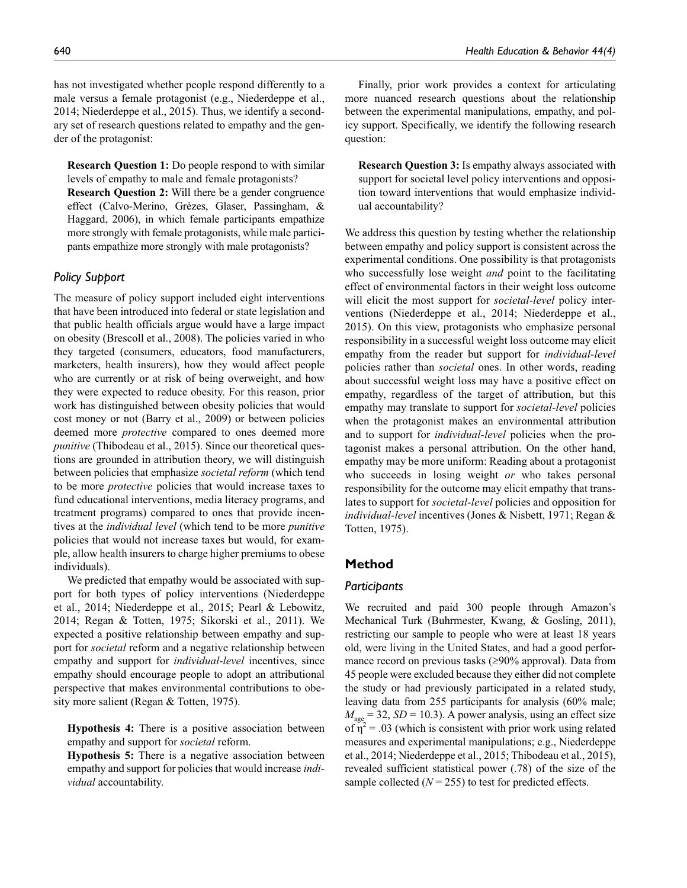has not investigated whether people respond differently to a male versus a female protagonist (e.g., Niederdeppe et al., 2014; Niederdeppe et al., 2015). Thus, we identify a secondary set of research questions related to empathy and the gender of the protagonist:

**Research Question 1:** Do people respond to with similar levels of empathy to male and female protagonists?

**Research Question 2:** Will there be a gender congruence effect (Calvo-Merino, Grèzes, Glaser, Passingham, & Haggard, 2006), in which female participants empathize more strongly with female protagonists, while male participants empathize more strongly with male protagonists?

### *Policy Support*

The measure of policy support included eight interventions that have been introduced into federal or state legislation and that public health officials argue would have a large impact on obesity (Brescoll et al., 2008). The policies varied in who they targeted (consumers, educators, food manufacturers, marketers, health insurers), how they would affect people who are currently or at risk of being overweight, and how they were expected to reduce obesity. For this reason, prior work has distinguished between obesity policies that would cost money or not (Barry et al., 2009) or between policies deemed more *protective* compared to ones deemed more *punitive* (Thibodeau et al., 2015). Since our theoretical questions are grounded in attribution theory, we will distinguish between policies that emphasize *societal reform* (which tend to be more *protective* policies that would increase taxes to fund educational interventions, media literacy programs, and treatment programs) compared to ones that provide incentives at the *individual level* (which tend to be more *punitive* policies that would not increase taxes but would, for example, allow health insurers to charge higher premiums to obese individuals).

We predicted that empathy would be associated with support for both types of policy interventions (Niederdeppe et al., 2014; Niederdeppe et al., 2015; Pearl & Lebowitz, 2014; Regan & Totten, 1975; Sikorski et al., 2011). We expected a positive relationship between empathy and support for *societal* reform and a negative relationship between empathy and support for *individual-level* incentives, since empathy should encourage people to adopt an attributional perspective that makes environmental contributions to obesity more salient (Regan & Totten, 1975).

**Hypothesis 4:** There is a positive association between empathy and support for *societal* reform.

**Hypothesis 5:** There is a negative association between empathy and support for policies that would increase *individual* accountability.

Finally, prior work provides a context for articulating more nuanced research questions about the relationship between the experimental manipulations, empathy, and policy support. Specifically, we identify the following research question:

**Research Question 3:** Is empathy always associated with support for societal level policy interventions and opposition toward interventions that would emphasize individual accountability?

We address this question by testing whether the relationship between empathy and policy support is consistent across the experimental conditions. One possibility is that protagonists who successfully lose weight *and* point to the facilitating effect of environmental factors in their weight loss outcome will elicit the most support for *societal-level* policy interventions (Niederdeppe et al., 2014; Niederdeppe et al., 2015). On this view, protagonists who emphasize personal responsibility in a successful weight loss outcome may elicit empathy from the reader but support for *individual-level* policies rather than *societal* ones. In other words, reading about successful weight loss may have a positive effect on empathy, regardless of the target of attribution, but this empathy may translate to support for *societal-level* policies when the protagonist makes an environmental attribution and to support for *individual-level* policies when the protagonist makes a personal attribution. On the other hand, empathy may be more uniform: Reading about a protagonist who succeeds in losing weight *or* who takes personal responsibility for the outcome may elicit empathy that translates to support for *societal-level* policies and opposition for *individual-level* incentives (Jones & Nisbett, 1971; Regan & Totten, 1975).

## Method

### *Participants*

We recruited and paid 300 people through Amazon's Mechanical Turk (Buhrmester, Kwang, & Gosling, 2011), restricting our sample to people who were at least 18 years old, were living in the United States, and had a good performance record on previous tasks (≥90% approval). Data from 45 people were excluded because they either did not complete the study or had previously participated in a related study, leaving data from 255 participants for analysis (60% male; $M_{age} = 32$, $SD = 10.3$). A power analysis, using an effect size of $\eta^2 = .03$ (which is consistent with prior work using related measures and experimental manipulations; e.g., Niederdeppe et al., 2014; Niederdeppe et al., 2015; Thibodeau et al., 2015), revealed sufficient statistical power (.78) of the size of the sample collected ($N = 255$) to test for predicted effects.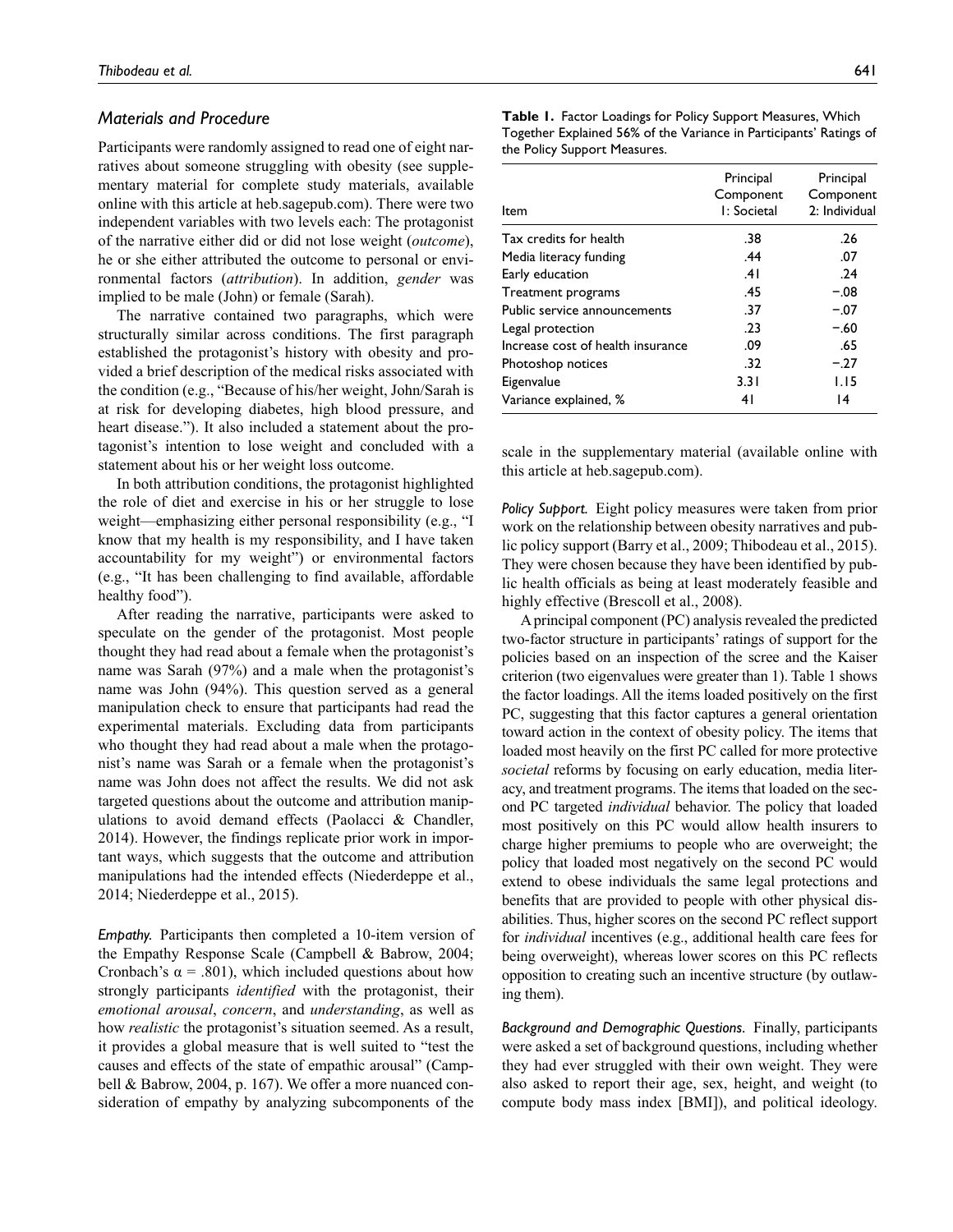### *Materials and Procedure*

Participants were randomly assigned to read one of eight narratives about someone struggling with obesity (see supplementary material for complete study materials, available online with this article at heb.sagepub.com). There were two independent variables with two levels each: The protagonist of the narrative either did or did not lose weight (*outcome*), he or she either attributed the outcome to personal or environmental factors (*attribution*). In addition, *gender* was implied to be male (John) or female (Sarah).

The narrative contained two paragraphs, which were structurally similar across conditions. The first paragraph established the protagonist's history with obesity and provided a brief description of the medical risks associated with the condition (e.g., "Because of his/her weight, John/Sarah is at risk for developing diabetes, high blood pressure, and heart disease."). It also included a statement about the protagonist's intention to lose weight and concluded with a statement about his or her weight loss outcome.

In both attribution conditions, the protagonist highlighted the role of diet and exercise in his or her struggle to lose weight—emphasizing either personal responsibility (e.g., "I know that my health is my responsibility, and I have taken accountability for my weight") or environmental factors (e.g., "It has been challenging to find available, affordable healthy food").

After reading the narrative, participants were asked to speculate on the gender of the protagonist. Most people thought they had read about a female when the protagonist's name was Sarah (97%) and a male when the protagonist's name was John (94%). This question served as a general manipulation check to ensure that participants had read the experimental materials. Excluding data from participants who thought they had read about a male when the protagonist's name was Sarah or a female when the protagonist's name was John does not affect the results. We did not ask targeted questions about the outcome and attribution manipulations to avoid demand effects (Paolacci & Chandler, 2014). However, the findings replicate prior work in important ways, which suggests that the outcome and attribution manipulations had the intended effects (Niederdeppe et al., 2014; Niederdeppe et al., 2015).

*Empathy.* Participants then completed a 10-item version of the Empathy Response Scale (Campbell & Babrow, 2004; Cronbach's $\alpha = .801$), which included questions about how strongly participants *identified* with the protagonist, their *emotional arousal*, *concern*, and *understanding*, as well as how *realistic* the protagonist's situation seemed. As a result, it provides a global measure that is well suited to "test the causes and effects of the state of empathic arousal" (Campbell & Babrow, 2004, p. 167). We offer a more nuanced consideration of empathy by analyzing subcomponents of the scale in the supplementary material (available online with this article at heb.sagepub.com).

**Table 1.** Factor Loadings for Policy Support Measures, Which Together Explained 56% of the Variance in Participants' Ratings of the Policy Support Measures.

| Item | Principal Component 1: Societal | Principal Component 2: Individual |
|---|---|---|
| Tax credits for health | .38 | .26 |
| Media literacy funding | .44 | .07 |
| Early education | .41 | .24 |
| Treatment programs | .45 | −.08 |
| Public service announcements | .37 | −.07 |
| Legal protection | .23 | −.60 |
| Increase cost of health insurance | .09 | .65 |
| Photoshop notices | .32 | −.27 |
| Eigenvalue | 3.31 | 1.15 |
| Variance explained, % | 41 | 14 |

*Policy Support.* Eight policy measures were taken from prior work on the relationship between obesity narratives and public policy support (Barry et al., 2009; Thibodeau et al., 2015). They were chosen because they have been identified by public health officials as being at least moderately feasible and highly effective (Brescoll et al., 2008).

A principal component (PC) analysis revealed the predicted two-factor structure in participants' ratings of support for the policies based on an inspection of the scree and the Kaiser criterion (two eigenvalues were greater than 1). Table 1 shows the factor loadings. All the items loaded positively on the first PC, suggesting that this factor captures a general orientation toward action in the context of obesity policy. The items that loaded most heavily on the first PC called for more protective *societal* reforms by focusing on early education, media literacy, and treatment programs. The items that loaded on the second PC targeted *individual* behavior. The policy that loaded most positively on this PC would allow health insurers to charge higher premiums to people who are overweight; the policy that loaded most negatively on the second PC would extend to obese individuals the same legal protections and benefits that are provided to people with other physical disabilities. Thus, higher scores on the second PC reflect support for *individual* incentives (e.g., additional health care fees for being overweight), whereas lower scores on this PC reflects opposition to creating such an incentive structure (by outlawing them).

*Background and Demographic Questions.* Finally, participants were asked a set of background questions, including whether they had ever struggled with their own weight. They were also asked to report their age, sex, height, and weight (to compute body mass index [BMI]), and political ideology.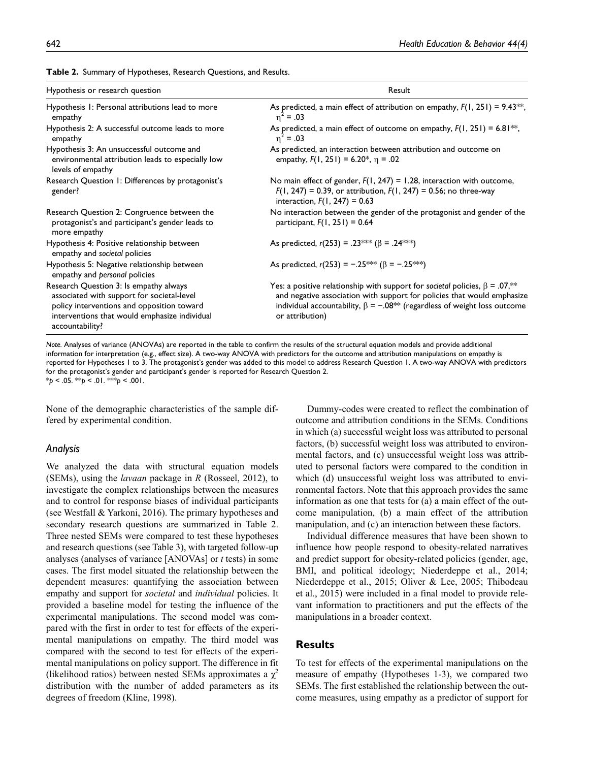**Table 2.** Summary of Hypotheses, Research Questions, and Results.

| Hypothesis or research question | Result |
|---|---|
| Hypothesis 1: Personal attributions lead to more empathy | As predicted, a main effect of attribution on empathy, $F(1, 251) = 9.43$**, $\eta^2 = .03$ |
| Hypothesis 2: A successful outcome leads to more empathy | As predicted, a main effect of outcome on empathy, $F(1, 251) = 6.81$**, $\eta^2 = .03$ |
| Hypothesis 3: An unsuccessful outcome and environmental attribution leads to especially low levels of empathy | As predicted, an interaction between attribution and outcome on empathy, $F(1, 251) = 6.20$*, $\eta = .02$ |
| Research Question 1: Differences by protagonist's gender? | No main effect of gender, $F(1, 247) = 1.28$, interaction with outcome, $F(1, 247) = 0.39$, or attribution, $F(1, 247) = 0.56$; no three-way interaction, $F(1, 247) = 0.63$ |
| Research Question 2: Congruence between the protagonist's and participant's gender leads to more empathy | No interaction between the gender of the protagonist and gender of the participant, $F(1, 251) = 0.64$ |
| Hypothesis 4: Positive relationship between empathy and *societal* policies | As predicted, $r(253) = .23$*** ($\beta = .24$***) |
| Hypothesis 5: Negative relationship between empathy and *personal* policies | As predicted, $r(253) = -.25$*** ($\beta = -.25$***) |
| Research Question 3: Is empathy always associated with support for societal-level policy interventions and opposition toward interventions that would emphasize individual accountability? | Yes: a positive relationship with support for *societal* policies, $\beta = .07$,** and negative association with support for policies that would emphasize individual accountability, $\beta = -.08$** (regardless of weight loss outcome or attribution) |

*Note.* Analyses of variance (ANOVAs) are reported in the table to confirm the results of the structural equation models and provide additional information for interpretation (e.g., effect size). A two-way ANOVA with predictors for the outcome and attribution manipulations on empathy is reported for Hypotheses 1 to 3. The protagonist's gender was added to this model to address Research Question 1. A two-way ANOVA with predictors for the protagonist's gender and participant's gender is reported for Research Question 2.
*$p < .05$. **$p < .01$. ***$p < .001$.

None of the demographic characteristics of the sample differed by experimental condition.

### Analysis

We analyzed the data with structural equation models (SEMs), using the *lavaan* package in *R* (Rosseel, 2012), to investigate the complex relationships between the measures and to control for response biases of individual participants (see Westfall & Yarkoni, 2016). The primary hypotheses and secondary research questions are summarized in Table 2. Three nested SEMs were compared to test these hypotheses and research questions (see Table 3), with targeted follow-up analyses (analyses of variance [ANOVAs] or *t* tests) in some cases. The first model situated the relationship between the dependent measures: quantifying the association between empathy and support for *societal* and *individual* policies. It provided a baseline model for testing the influence of the experimental manipulations. The second model was compared with the first in order to test for effects of the experimental manipulations on empathy. The third model was compared with the second to test for effects of the experimental manipulations on policy support. The difference in fit (likelihood ratios) between nested SEMs approximates a $\chi^2$ distribution with the number of added parameters as its degrees of freedom (Kline, 1998).

Dummy-codes were created to reflect the combination of outcome and attribution conditions in the SEMs. Conditions in which (a) successful weight loss was attributed to personal factors, (b) successful weight loss was attributed to environmental factors, and (c) unsuccessful weight loss was attributed to personal factors were compared to the condition in which (d) unsuccessful weight loss was attributed to environmental factors. Note that this approach provides the same information as one that tests for (a) a main effect of the outcome manipulation, (b) a main effect of the attribution manipulation, and (c) an interaction between these factors.

Individual difference measures that have been shown to influence how people respond to obesity-related narratives and predict support for obesity-related policies (gender, age, BMI, and political ideology; Niederdeppe et al., 2014; Niederdeppe et al., 2015; Oliver & Lee, 2005; Thibodeau et al., 2015) were included in a final model to provide relevant information to practitioners and put the effects of the manipulations in a broader context.

## Results

To test for effects of the experimental manipulations on the measure of empathy (Hypotheses 1-3), we compared two SEMs. The first established the relationship between the outcome measures, using empathy as a predictor of support for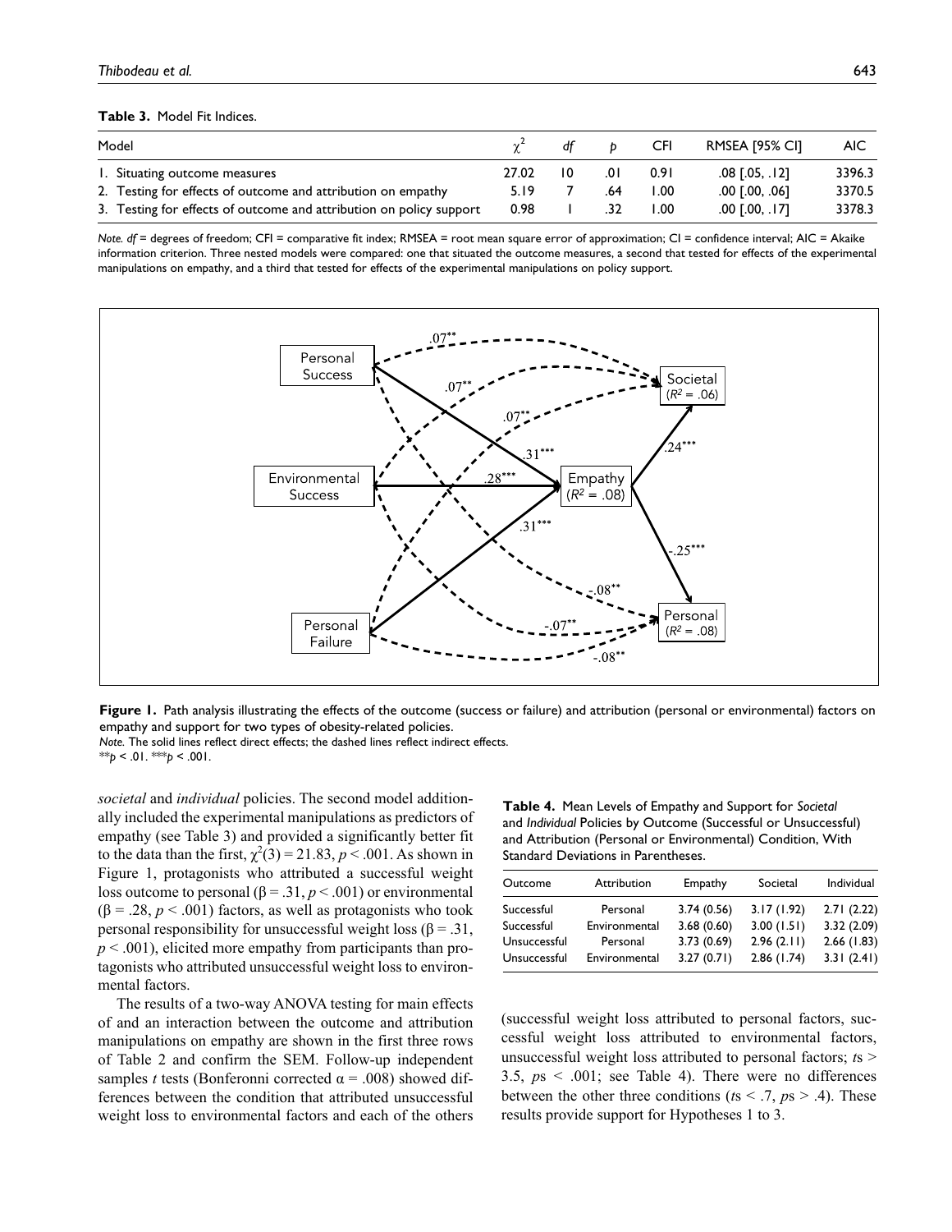**Table 3.** Model Fit Indices.

| Model | $\chi^2$ | *df* | *p* | CFI | RMSEA [95% CI] | AIC |
|---|---|---|---|---|---|---|
| 1. Situating outcome measures | 27.02 | 10 | .01 | 0.91 | .08 [.05, .12] | 3396.3 |
| 2. Testing for effects of outcome and attribution on empathy | 5.19 | 7 | .64 | 1.00 | .00 [.00, .06] | 3370.5 |
| 3. Testing for effects of outcome and attribution on policy support | 0.98 | 1 | .32 | 1.00 | .00 [.00, .17] | 3378.3 |

*Note. df* = degrees of freedom; CFI = comparative fit index; RMSEA = root mean square error of approximation; CI = confidence interval; AIC = Akaike information criterion. Three nested models were compared: one that situated the outcome measures, a second that tested for effects of the experimental manipulations on empathy, and a third that tested for effects of the experimental manipulations on policy support.

**Figure 1.** Path analysis illustrating the effects of the outcome (success or failure) and attribution (personal or environmental) factors on empathy and support for two types of obesity-related policies.
*Note.* The solid lines reflect direct effects; the dashed lines reflect indirect effects.
\*\*$p < .01$. \*\*\*$p < .001$.

*societal* and *individual* policies. The second model additionally included the experimental manipulations as predictors of empathy (see Table 3) and provided a significantly better fit to the data than the first, $\chi^2(3) = 21.83$, $p < .001$. As shown in Figure 1, protagonists who attributed a successful weight loss outcome to personal ($\beta = .31$, $p < .001$) or environmental ($\beta = .28$, $p < .001$) factors, as well as protagonists who took personal responsibility for unsuccessful weight loss ($\beta = .31$, $p < .001$), elicited more empathy from participants than protagonists who attributed unsuccessful weight loss to environmental factors.

The results of a two-way ANOVA testing for main effects of and an interaction between the outcome and attribution manipulations on empathy are shown in the first three rows of Table 2 and confirm the SEM. Follow-up independent samples *t* tests (Bonferonni corrected $\alpha = .008$) showed differences between the condition that attributed unsuccessful weight loss to environmental factors and each of the others (successful weight loss attributed to personal factors, successful weight loss attributed to environmental factors, unsuccessful weight loss attributed to personal factors; $t$s > 3.5, $p$s < .001; see Table 4). There were no differences between the other three conditions ($t$s < .7, $p$s > .4). These results provide support for Hypotheses 1 to 3.

**Table 4.** Mean Levels of Empathy and Support for *Societal* and *Individual* Policies by Outcome (Successful or Unsuccessful) and Attribution (Personal or Environmental) Condition, With Standard Deviations in Parentheses.

| Outcome | Attribution | Empathy | Societal | Individual |
|---|---|---|---|---|
| Successful | Personal | 3.74 (0.56) | 3.17 (1.92) | 2.71 (2.22) |
| Successful | Environmental | 3.68 (0.60) | 3.00 (1.51) | 3.32 (2.09) |
| Unsuccessful | Personal | 3.73 (0.69) | 2.96 (2.11) | 2.66 (1.83) |
| Unsuccessful | Environmental | 3.27 (0.71) | 2.86 (1.74) | 3.31 (2.41) |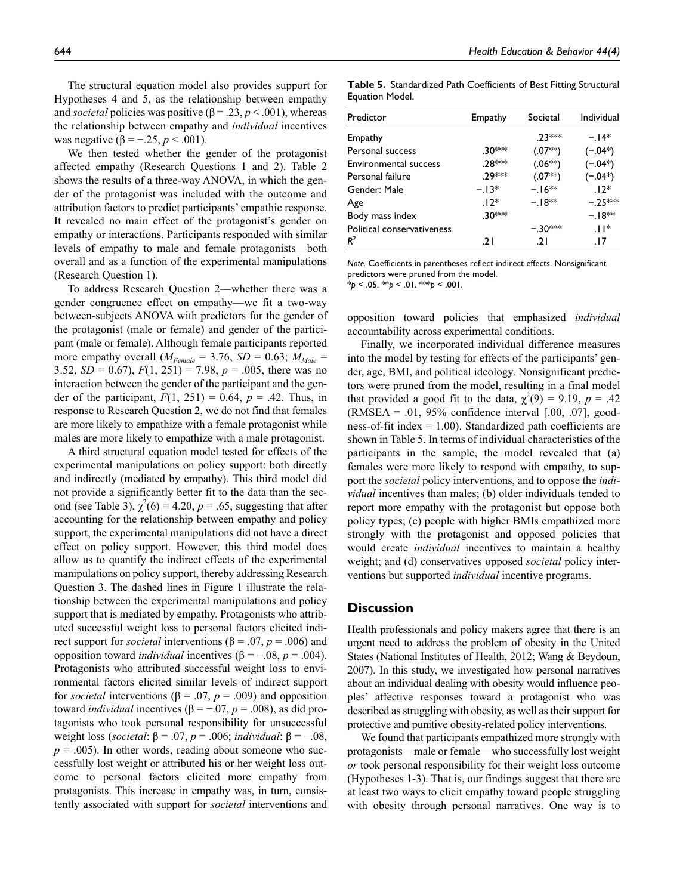The structural equation model also provides support for Hypotheses 4 and 5, as the relationship between empathy and *societal* policies was positive ($\beta = .23, p < .001$), whereas the relationship between empathy and *individual* incentives was negative ($\beta = -.25, p < .001$).

We then tested whether the gender of the protagonist affected empathy (Research Questions 1 and 2). Table 2 shows the results of a three-way ANOVA, in which the gender of the protagonist was included with the outcome and attribution factors to predict participants' empathic response. It revealed no main effect of the protagonist's gender on empathy or interactions. Participants responded with similar levels of empathy to male and female protagonists—both overall and as a function of the experimental manipulations (Research Question 1).

To address Research Question 2—whether there was a gender congruence effect on empathy—we fit a two-way between-subjects ANOVA with predictors for the gender of the protagonist (male or female) and gender of the participant (male or female). Although female participants reported more empathy overall ($M_{Female} = 3.76$, $SD = 0.63$; $M_{Male} = 3.52$, $SD = 0.67$), $F(1, 251) = 7.98$, $p = .005$, there was no interaction between the gender of the participant and the gender of the participant, $F(1, 251) = 0.64$, $p = .42$. Thus, in response to Research Question 2, we do not find that females are more likely to empathize with a female protagonist while males are more likely to empathize with a male protagonist.

A third structural equation model tested for effects of the experimental manipulations on policy support: both directly and indirectly (mediated by empathy). This third model did not provide a significantly better fit to the data than the second (see Table 3), $\chi^2(6) = 4.20$, $p = .65$, suggesting that after accounting for the relationship between empathy and policy support, the experimental manipulations did not have a direct effect on policy support. However, this third model does allow us to quantify the indirect effects of the experimental manipulations on policy support, thereby addressing Research Question 3. The dashed lines in Figure 1 illustrate the relationship between the experimental manipulations and policy support that is mediated by empathy. Protagonists who attributed successful weight loss to personal factors elicited indirect support for *societal* interventions ($\beta = .07, p = .006$) and opposition toward *individual* incentives ($\beta = -.08, p = .004$). Protagonists who attributed successful weight loss to environmental factors elicited similar levels of indirect support for *societal* interventions ($\beta = .07, p = .009$) and opposition toward *individual* incentives ($\beta = -.07, p = .008$), as did protagonists who took personal responsibility for unsuccessful weight loss (*societal*: $\beta = .07, p = .006$; *individual*: $\beta = -.08, p = .005$). In other words, reading about someone who successfully lost weight or attributed his or her weight loss outcome to personal factors elicited more empathy from protagonists. This increase in empathy was, in turn, consistently associated with support for *societal* interventions and opposition toward policies that emphasized *individual* accountability across experimental conditions.

**Table 5.** Standardized Path Coefficients of Best Fitting Structural Equation Model.

| Predictor | Empathy | Societal | Individual |
|---|---|---|---|
| Empathy | | .23*** | −.14* |
| Personal success | .30*** | (.07**) | (−.04*) |
| Environmental success | .28*** | (.06**) | (−.04*) |
| Personal failure | .29*** | (.07**) | (−.04*) |
| Gender: Male | −.13* | −.16** | .12* |
| Age | .12* | −.18** | −.25*** |
| Body mass index | .30*** | | −.18** |
| Political conservativeness | | −.30*** | .11* |
| $R^2$ | .21 | .21 | .17 |

*Note.* Coefficients in parentheses reflect indirect effects. Nonsignificant predictors were pruned from the model.
*$p < .05$. **$p < .01$. ***$p < .001$.

Finally, we incorporated individual difference measures into the model by testing for effects of the participants' gender, age, BMI, and political ideology. Nonsignificant predictors were pruned from the model, resulting in a final model that provided a good fit to the data, $\chi^2(9) = 9.19$, $p = .42$ (RMSEA = .01, 95% confidence interval [.00, .07], goodness-of-fit index = 1.00). Standardized path coefficients are shown in Table 5. In terms of individual characteristics of the participants in the sample, the model revealed that (a) females were more likely to respond with empathy, to support the *societal* policy interventions, and to oppose the *individual* incentives than males; (b) older individuals tended to report more empathy with the protagonist but oppose both policy types; (c) people with higher BMIs empathized more strongly with the protagonist and opposed policies that would create *individual* incentives to maintain a healthy weight; and (d) conservatives opposed *societal* policy interventions but supported *individual* incentive programs.

## Discussion

Health professionals and policy makers agree that there is an urgent need to address the problem of obesity in the United States (National Institutes of Health, 2012; Wang & Beydoun, 2007). In this study, we investigated how personal narratives about an individual dealing with obesity would influence peoples' affective responses toward a protagonist who was described as struggling with obesity, as well as their support for protective and punitive obesity-related policy interventions.

We found that participants empathized more strongly with protagonists—male or female—who successfully lost weight *or* took personal responsibility for their weight loss outcome (Hypotheses 1-3). That is, our findings suggest that there are at least two ways to elicit empathy toward people struggling with obesity through personal narratives. One way is to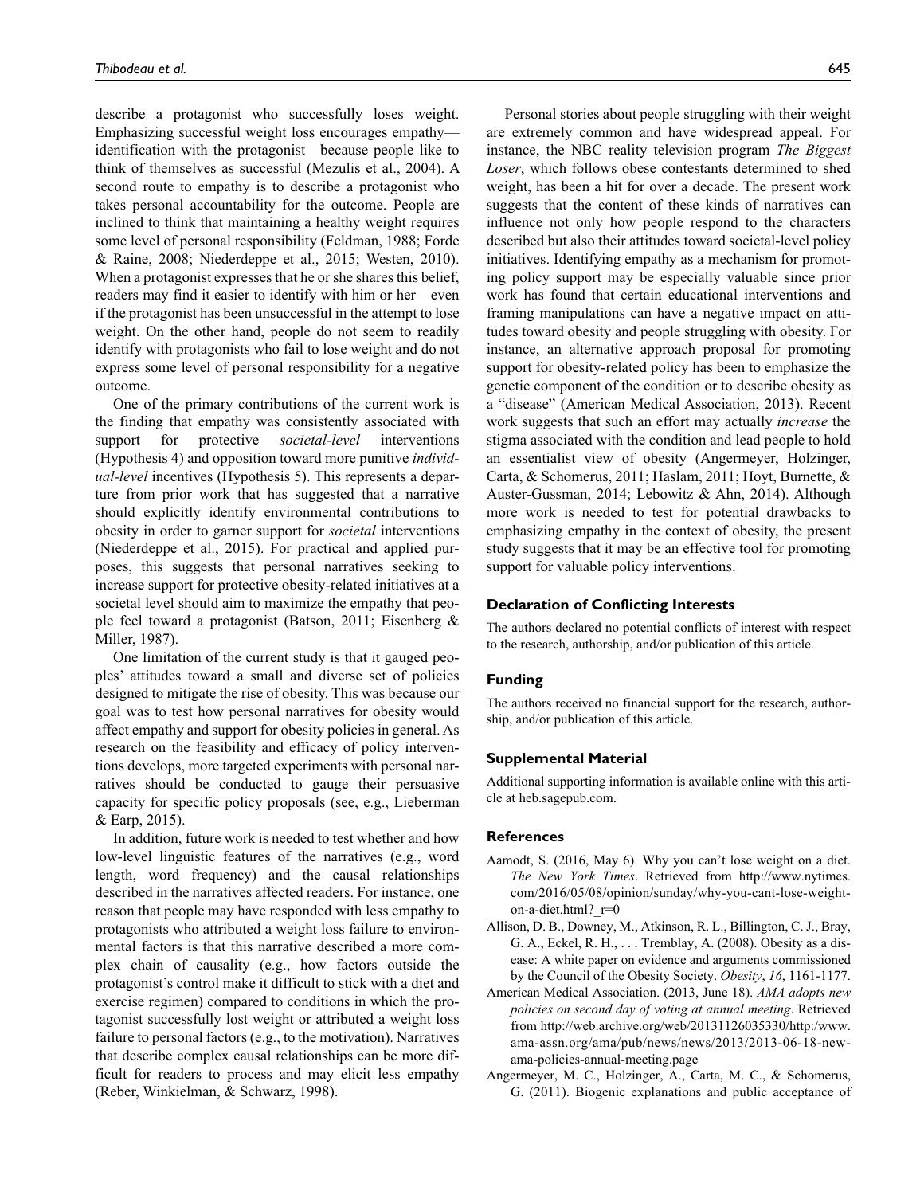describe a protagonist who successfully loses weight. Emphasizing successful weight loss encourages empathy—identification with the protagonist—because people like to think of themselves as successful (Mezulis et al., 2004). A second route to empathy is to describe a protagonist who takes personal accountability for the outcome. People are inclined to think that maintaining a healthy weight requires some level of personal responsibility (Feldman, 1988; Forde & Raine, 2008; Niederdeppe et al., 2015; Westen, 2010). When a protagonist expresses that he or she shares this belief, readers may find it easier to identify with him or her—even if the protagonist has been unsuccessful in the attempt to lose weight. On the other hand, people do not seem to readily identify with protagonists who fail to lose weight and do not express some level of personal responsibility for a negative outcome.

One of the primary contributions of the current work is the finding that empathy was consistently associated with support for protective *societal-level* interventions (Hypothesis 4) and opposition toward more punitive *individual-level* incentives (Hypothesis 5). This represents a departure from prior work that has suggested that a narrative should explicitly identify environmental contributions to obesity in order to garner support for *societal* interventions (Niederdeppe et al., 2015). For practical and applied purposes, this suggests that personal narratives seeking to increase support for protective obesity-related initiatives at a societal level should aim to maximize the empathy that people feel toward a protagonist (Batson, 2011; Eisenberg & Miller, 1987).

One limitation of the current study is that it gauged peoples' attitudes toward a small and diverse set of policies designed to mitigate the rise of obesity. This was because our goal was to test how personal narratives for obesity would affect empathy and support for obesity policies in general. As research on the feasibility and efficacy of policy interventions develops, more targeted experiments with personal narratives should be conducted to gauge their persuasive capacity for specific policy proposals (see, e.g., Lieberman & Earp, 2015).

In addition, future work is needed to test whether and how low-level linguistic features of the narratives (e.g., word length, word frequency) and the causal relationships described in the narratives affected readers. For instance, one reason that people may have responded with less empathy to protagonists who attributed a weight loss failure to environmental factors is that this narrative described a more complex chain of causality (e.g., how factors outside the protagonist's control make it difficult to stick with a diet and exercise regimen) compared to conditions in which the protagonist successfully lost weight or attributed a weight loss failure to personal factors (e.g., to the motivation). Narratives that describe complex causal relationships can be more difficult for readers to process and may elicit less empathy (Reber, Winkielman, & Schwarz, 1998).

Personal stories about people struggling with their weight are extremely common and have widespread appeal. For instance, the NBC reality television program *The Biggest Loser*, which follows obese contestants determined to shed weight, has been a hit for over a decade. The present work suggests that the content of these kinds of narratives can influence not only how people respond to the characters described but also their attitudes toward societal-level policy initiatives. Identifying empathy as a mechanism for promoting policy support may be especially valuable since prior work has found that certain educational interventions and framing manipulations can have a negative impact on attitudes toward obesity and people struggling with obesity. For instance, an alternative approach proposal for promoting support for obesity-related policy has been to emphasize the genetic component of the condition or to describe obesity as a "disease" (American Medical Association, 2013). Recent work suggests that such an effort may actually *increase* the stigma associated with the condition and lead people to hold an essentialist view of obesity (Angermeyer, Holzinger, Carta, & Schomerus, 2011; Haslam, 2011; Hoyt, Burnette, & Auster-Gussman, 2014; Lebowitz & Ahn, 2014). Although more work is needed to test for potential drawbacks to emphasizing empathy in the context of obesity, the present study suggests that it may be an effective tool for promoting support for valuable policy interventions.

### Declaration of Conflicting Interests

The authors declared no potential conflicts of interest with respect to the research, authorship, and/or publication of this article.

### Funding

The authors received no financial support for the research, authorship, and/or publication of this article.

### Supplemental Material

Additional supporting information is available online with this article at heb.sagepub.com.

### References

Aamodt, S. (2016, May 6). Why you can't lose weight on a diet. *The New York Times*. Retrieved from http://www.nytimes.com/2016/05/08/opinion/sunday/why-you-cant-lose-weight-on-a-diet.html?_r=0

Allison, D. B., Downey, M., Atkinson, R. L., Billington, C. J., Bray, G. A., Eckel, R. H., . . . Tremblay, A. (2008). Obesity as a disease: A white paper on evidence and arguments commissioned by the Council of the Obesity Society. *Obesity*, *16*, 1161-1177.

American Medical Association. (2013, June 18). *AMA adopts new policies on second day of voting at annual meeting*. Retrieved from http://web.archive.org/web/20131126035330/http:/www.ama-assn.org/ama/pub/news/news/2013/2013-06-18-new-ama-policies-annual-meeting.page

Angermeyer, M. C., Holzinger, A., Carta, M. C., & Schomerus, G. (2011). Biogenic explanations and public acceptance of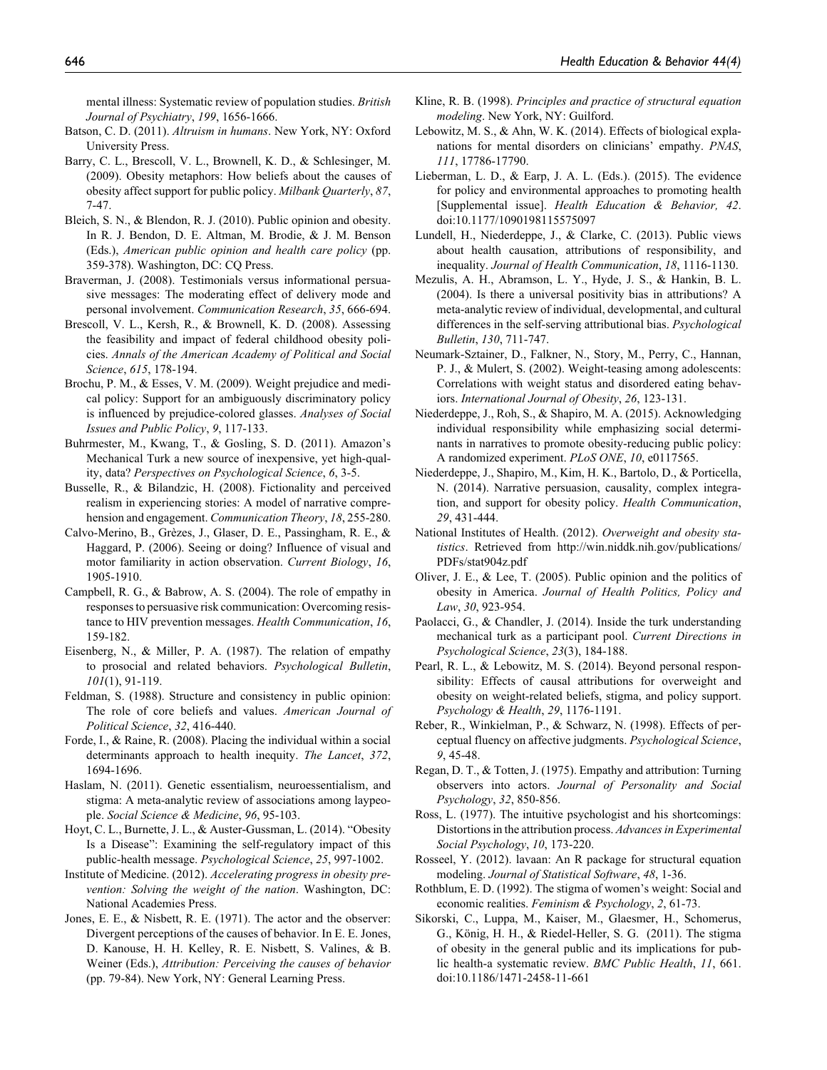mental illness: Systematic review of population studies. *British Journal of Psychiatry*, *199*, 1656-1666.

Batson, C. D. (2011). *Altruism in humans*. New York, NY: Oxford University Press.

Barry, C. L., Brescoll, V. L., Brownell, K. D., & Schlesinger, M. (2009). Obesity metaphors: How beliefs about the causes of obesity affect support for public policy. *Milbank Quarterly*, *87*, 7-47.

Bleich, S. N., & Blendon, R. J. (2010). Public opinion and obesity. In R. J. Bendon, D. E. Altman, M. Brodie, & J. M. Benson (Eds.), *American public opinion and health care policy* (pp. 359-378). Washington, DC: CQ Press.

Braverman, J. (2008). Testimonials versus informational persuasive messages: The moderating effect of delivery mode and personal involvement. *Communication Research*, *35*, 666-694.

Brescoll, V. L., Kersh, R., & Brownell, K. D. (2008). Assessing the feasibility and impact of federal childhood obesity policies. *Annals of the American Academy of Political and Social Science*, *615*, 178-194.

Brochu, P. M., & Esses, V. M. (2009). Weight prejudice and medical policy: Support for an ambiguously discriminatory policy is influenced by prejudice-colored glasses. *Analyses of Social Issues and Public Policy*, *9*, 117-133.

Buhrmester, M., Kwang, T., & Gosling, S. D. (2011). Amazon's Mechanical Turk a new source of inexpensive, yet high-quality, data? *Perspectives on Psychological Science*, *6*, 3-5.

Busselle, R., & Bilandzic, H. (2008). Fictionality and perceived realism in experiencing stories: A model of narrative comprehension and engagement. *Communication Theory*, *18*, 255-280.

Calvo-Merino, B., Grèzes, J., Glaser, D. E., Passingham, R. E., & Haggard, P. (2006). Seeing or doing? Influence of visual and motor familiarity in action observation. *Current Biology*, *16*, 1905-1910.

Campbell, R. G., & Babrow, A. S. (2004). The role of empathy in responses to persuasive risk communication: Overcoming resistance to HIV prevention messages. *Health Communication*, *16*, 159-182.

Eisenberg, N., & Miller, P. A. (1987). The relation of empathy to prosocial and related behaviors. *Psychological Bulletin*, *101*(1), 91-119.

Feldman, S. (1988). Structure and consistency in public opinion: The role of core beliefs and values. *American Journal of Political Science*, *32*, 416-440.

Forde, I., & Raine, R. (2008). Placing the individual within a social determinants approach to health inequity. *The Lancet*, *372*, 1694-1696.

Haslam, N. (2011). Genetic essentialism, neuroessentialism, and stigma: A meta-analytic review of associations among laypeople. *Social Science & Medicine*, *96*, 95-103.

Hoyt, C. L., Burnette, J. L., & Auster-Gussman, L. (2014). "Obesity Is a Disease": Examining the self-regulatory impact of this public-health message. *Psychological Science*, *25*, 997-1002.

Institute of Medicine. (2012). *Accelerating progress in obesity prevention: Solving the weight of the nation*. Washington, DC: National Academies Press.

Jones, E. E., & Nisbett, R. E. (1971). The actor and the observer: Divergent perceptions of the causes of behavior. In E. E. Jones, D. Kanouse, H. H. Kelley, R. E. Nisbett, S. Valines, & B. Weiner (Eds.), *Attribution: Perceiving the causes of behavior* (pp. 79-84). New York, NY: General Learning Press.

Kline, R. B. (1998). *Principles and practice of structural equation modeling*. New York, NY: Guilford.

Lebowitz, M. S., & Ahn, W. K. (2014). Effects of biological explanations for mental disorders on clinicians' empathy. *PNAS*, *111*, 17786-17790.

Lieberman, L. D., & Earp, J. A. L. (Eds.). (2015). The evidence for policy and environmental approaches to promoting health [Supplemental issue]. *Health Education & Behavior, 42*. doi:10.1177/1090198115575097

Lundell, H., Niederdeppe, J., & Clarke, C. (2013). Public views about health causation, attributions of responsibility, and inequality. *Journal of Health Communication*, *18*, 1116-1130.

Mezulis, A. H., Abramson, L. Y., Hyde, J. S., & Hankin, B. L. (2004). Is there a universal positivity bias in attributions? A meta-analytic review of individual, developmental, and cultural differences in the self-serving attributional bias. *Psychological Bulletin*, *130*, 711-747.

Neumark-Sztainer, D., Falkner, N., Story, M., Perry, C., Hannan, P. J., & Mulert, S. (2002). Weight-teasing among adolescents: Correlations with weight status and disordered eating behaviors. *International Journal of Obesity*, *26*, 123-131.

Niederdeppe, J., Roh, S., & Shapiro, M. A. (2015). Acknowledging individual responsibility while emphasizing social determinants in narratives to promote obesity-reducing public policy: A randomized experiment. *PLoS ONE*, *10*, e0117565.

Niederdeppe, J., Shapiro, M., Kim, H. K., Bartolo, D., & Porticella, N. (2014). Narrative persuasion, causality, complex integration, and support for obesity policy. *Health Communication*, *29*, 431-444.

National Institutes of Health. (2012). *Overweight and obesity statistics*. Retrieved from http://win.niddk.nih.gov/publications/PDFs/stat904z.pdf

Oliver, J. E., & Lee, T. (2005). Public opinion and the politics of obesity in America. *Journal of Health Politics, Policy and Law*, *30*, 923-954.

Paolacci, G., & Chandler, J. (2014). Inside the turk understanding mechanical turk as a participant pool. *Current Directions in Psychological Science*, *23*(3), 184-188.

Pearl, R. L., & Lebowitz, M. S. (2014). Beyond personal responsibility: Effects of causal attributions for overweight and obesity on weight-related beliefs, stigma, and policy support. *Psychology & Health*, *29*, 1176-1191.

Reber, R., Winkielman, P., & Schwarz, N. (1998). Effects of perceptual fluency on affective judgments. *Psychological Science*, *9*, 45-48.

Regan, D. T., & Totten, J. (1975). Empathy and attribution: Turning observers into actors. *Journal of Personality and Social Psychology*, *32*, 850-856.

Ross, L. (1977). The intuitive psychologist and his shortcomings: Distortions in the attribution process. *Advances in Experimental Social Psychology*, *10*, 173-220.

Rosseel, Y. (2012). lavaan: An R package for structural equation modeling. *Journal of Statistical Software*, *48*, 1-36.

Rothblum, E. D. (1992). The stigma of women's weight: Social and economic realities. *Feminism & Psychology*, *2*, 61-73.

Sikorski, C., Luppa, M., Kaiser, M., Glaesmer, H., Schomerus, G., König, H. H., & Riedel-Heller, S. G. (2011). The stigma of obesity in the general public and its implications for public health-a systematic review. *BMC Public Health*, *11*, 661. doi:10.1186/1471-2458-11-661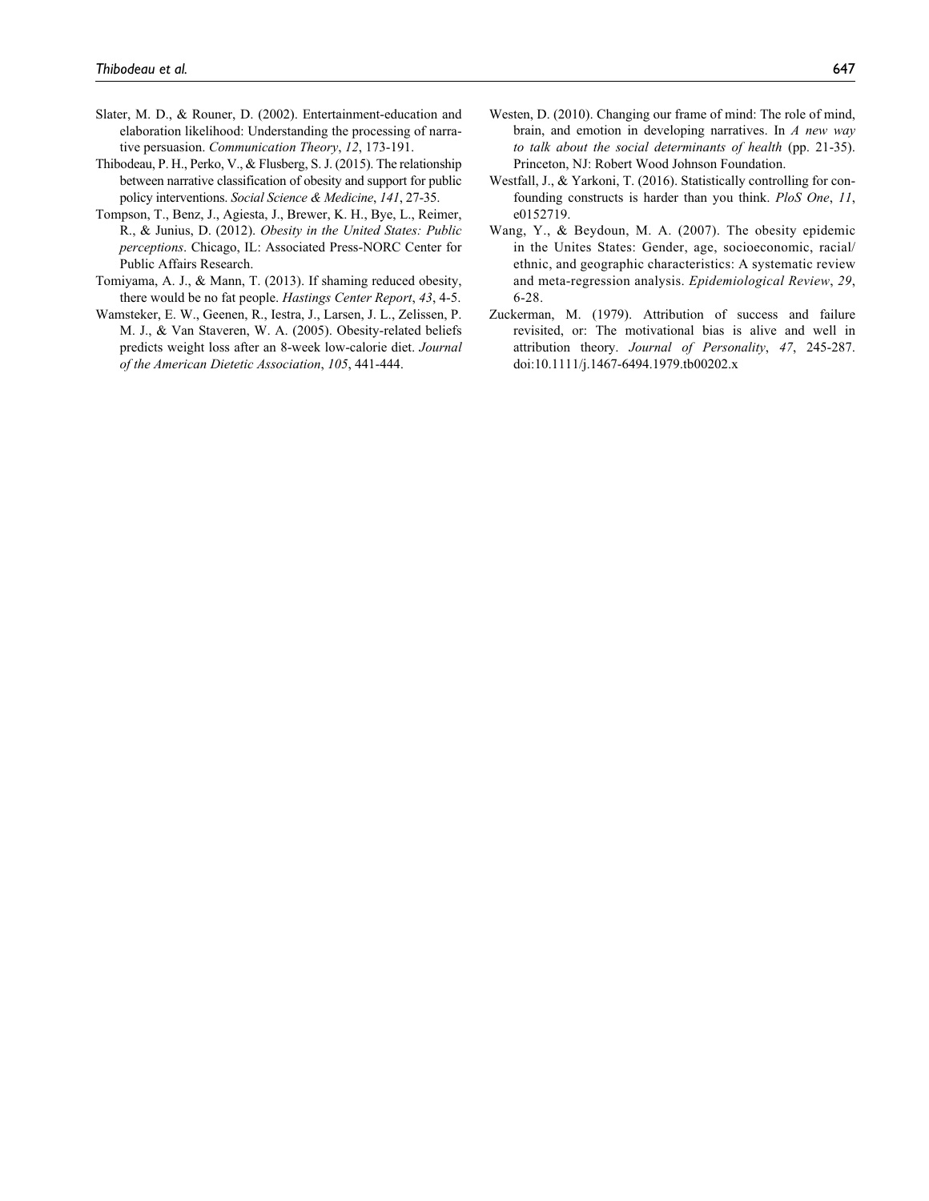Slater, M. D., & Rouner, D. (2002). Entertainment-education and elaboration likelihood: Understanding the processing of narrative persuasion. *Communication Theory*, *12*, 173-191.

Thibodeau, P. H., Perko, V., & Flusberg, S. J. (2015). The relationship between narrative classification of obesity and support for public policy interventions. *Social Science & Medicine*, *141*, 27-35.

Tompson, T., Benz, J., Agiesta, J., Brewer, K. H., Bye, L., Reimer, R., & Junius, D. (2012). *Obesity in the United States: Public perceptions*. Chicago, IL: Associated Press-NORC Center for Public Affairs Research.

Tomiyama, A. J., & Mann, T. (2013). If shaming reduced obesity, there would be no fat people. *Hastings Center Report*, *43*, 4-5.

Wamsteker, E. W., Geenen, R., Iestra, J., Larsen, J. L., Zelissen, P. M. J., & Van Staveren, W. A. (2005). Obesity-related beliefs predicts weight loss after an 8-week low-calorie diet. *Journal of the American Dietetic Association*, *105*, 441-444.

Westen, D. (2010). Changing our frame of mind: The role of mind, brain, and emotion in developing narratives. In *A new way to talk about the social determinants of health* (pp. 21-35). Princeton, NJ: Robert Wood Johnson Foundation.

Westfall, J., & Yarkoni, T. (2016). Statistically controlling for confounding constructs is harder than you think. *PloS One*, *11*, e0152719.

Wang, Y., & Beydoun, M. A. (2007). The obesity epidemic in the Unites States: Gender, age, socioeconomic, racial/ethnic, and geographic characteristics: A systematic review and meta-regression analysis. *Epidemiological Review*, *29*, 6-28.

Zuckerman, M. (1979). Attribution of success and failure revisited, or: The motivational bias is alive and well in attribution theory. *Journal of Personality*, *47*, 245-287. doi:10.1111/j.1467-6494.1979.tb00202.x